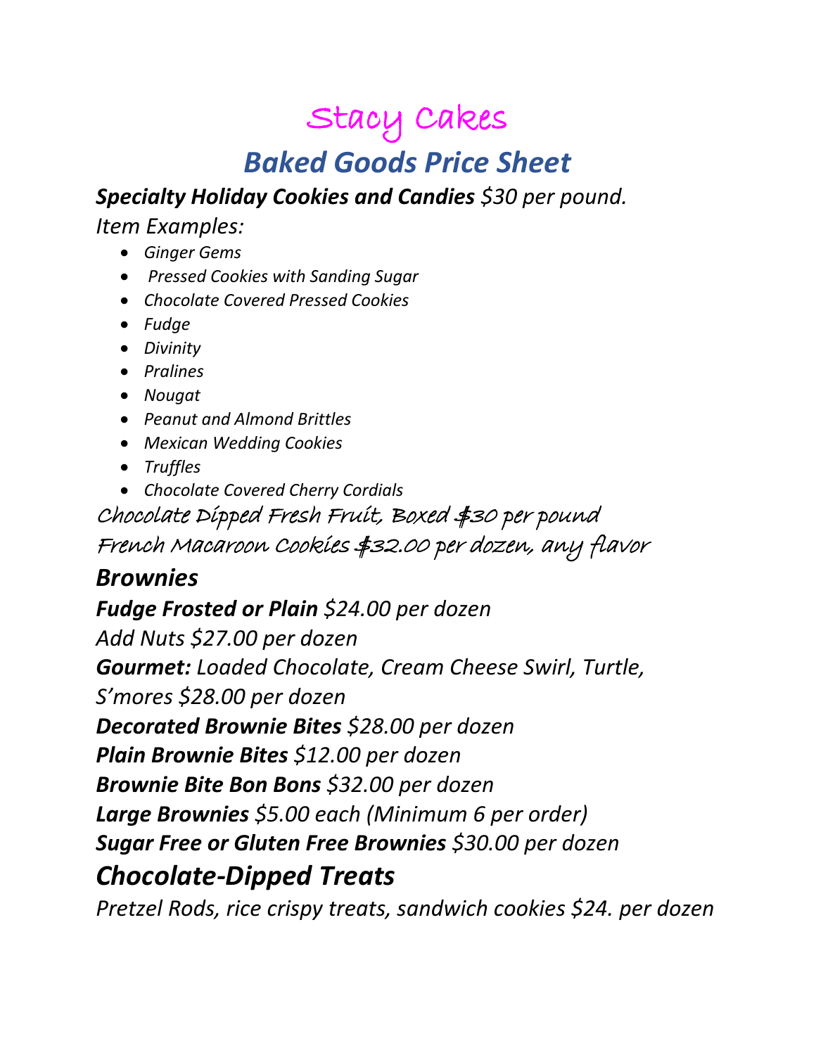# Stacy Cakes

## *Baked Goods Price Sheet*

***Specialty Holiday Cookies and Candies** $30 per pound.*

*Item Examples:*

- *Ginger Gems*
- *Pressed Cookies with Sanding Sugar*
- *Chocolate Covered Pressed Cookies*
- *Fudge*
- *Divinity*
- *Pralines*
- *Nougat*
- *Peanut and Almond Brittles*
- *Mexican Wedding Cookies*
- *Truffles*
- *Chocolate Covered Cherry Cordials*

Chocolate Dipped Fresh Fruit, Boxed $30 per pound

French Macaroon Cookies $32.00 per dozen, any flavor

### *Brownies*

***Fudge Frosted or Plain** $24.00 per dozen*

*Add Nuts $27.00 per dozen*

***Gourmet:** Loaded Chocolate, Cream Cheese Swirl, Turtle, S'mores $28.00 per dozen*

***Decorated Brownie Bites** $28.00 per dozen*

***Plain Brownie Bites** $12.00 per dozen*

***Brownie Bite Bon Bons** $32.00 per dozen*

***Large Brownies** $5.00 each (Minimum 6 per order)*

***Sugar Free or Gluten Free Brownies** $30.00 per dozen*

### *Chocolate-Dipped Treats*

*Pretzel Rods, rice crispy treats, sandwich cookies $24. per dozen*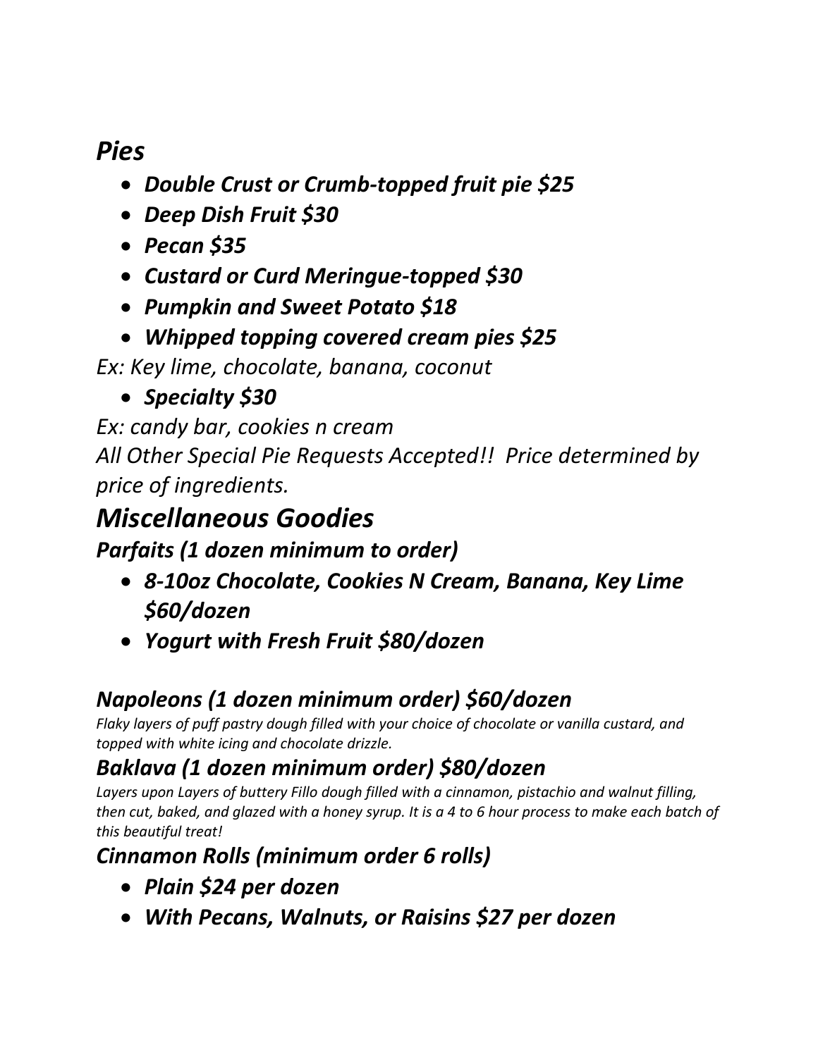# *Pies*

- ***Double Crust or Crumb-topped fruit pie $25***
- ***Deep Dish Fruit $30***
- ***Pecan $35***
- ***Custard or Curd Meringue-topped $30***
- ***Pumpkin and Sweet Potato $18***
- ***Whipped topping covered cream pies $25***

*Ex: Key lime, chocolate, banana, coconut*

- ***Specialty $30***

*Ex: candy bar, cookies n cream*

*All Other Special Pie Requests Accepted!! Price determined by price of ingredients.*

# *Miscellaneous Goodies*

## ***Parfaits (1 dozen minimum to order)***

- ***8-10oz Chocolate, Cookies N Cream, Banana, Key Lime $60/dozen***
- ***Yogurt with Fresh Fruit $80/dozen***

## ***Napoleons (1 dozen minimum order) $60/dozen***

*Flaky layers of puff pastry dough filled with your choice of chocolate or vanilla custard, and topped with white icing and chocolate drizzle.*

## ***Baklava (1 dozen minimum order) $80/dozen***

*Layers upon Layers of buttery Fillo dough filled with a cinnamon, pistachio and walnut filling, then cut, baked, and glazed with a honey syrup. It is a 4 to 6 hour process to make each batch of this beautiful treat!*

## ***Cinnamon Rolls (minimum order 6 rolls)***

- ***Plain $24 per dozen***
- ***With Pecans, Walnuts, or Raisins $27 per dozen***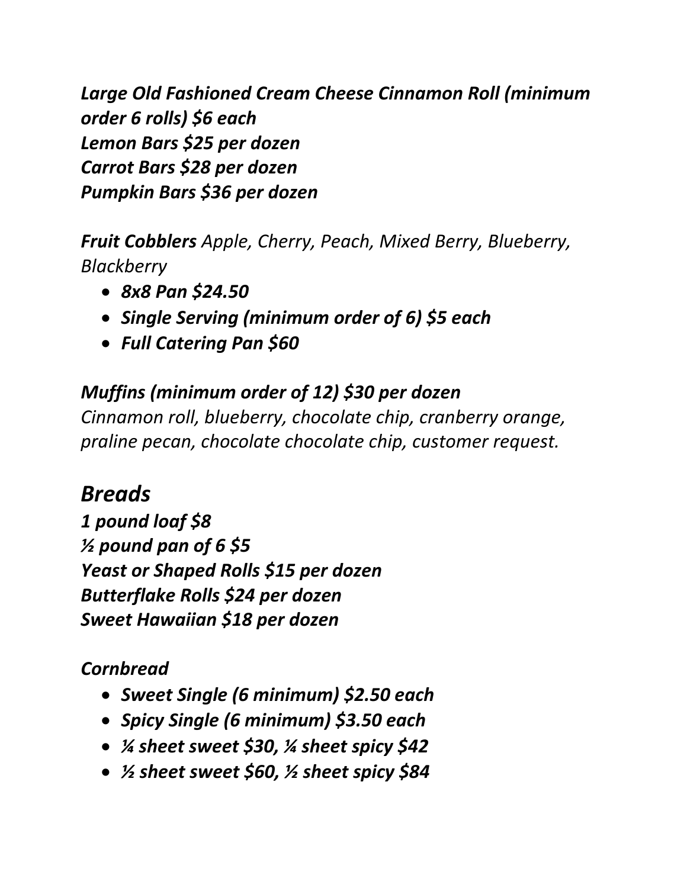***Large Old Fashioned Cream Cheese Cinnamon Roll (minimum order 6 rolls) $6 each***
***Lemon Bars $25 per dozen***
***Carrot Bars $28 per dozen***
***Pumpkin Bars $36 per dozen***

***Fruit Cobblers*** *Apple, Cherry, Peach, Mixed Berry, Blueberry, Blackberry*

- ***8x8 Pan $24.50***
- ***Single Serving (minimum order of 6) $5 each***
- ***Full Catering Pan $60***

***Muffins (minimum order of 12) $30 per dozen***
*Cinnamon roll, blueberry, chocolate chip, cranberry orange, praline pecan, chocolate chocolate chip, customer request.*

## *Breads*

***1 pound loaf $8***
***½ pound pan of 6 $5***
***Yeast or Shaped Rolls $15 per dozen***
***Butterflake Rolls $24 per dozen***
***Sweet Hawaiian $18 per dozen***

***Cornbread***

- ***Sweet Single (6 minimum) $2.50 each***
- ***Spicy Single (6 minimum) $3.50 each***
- ***¼ sheet sweet $30, ¼ sheet spicy $42***
- ***½ sheet sweet $60, ½ sheet spicy $84***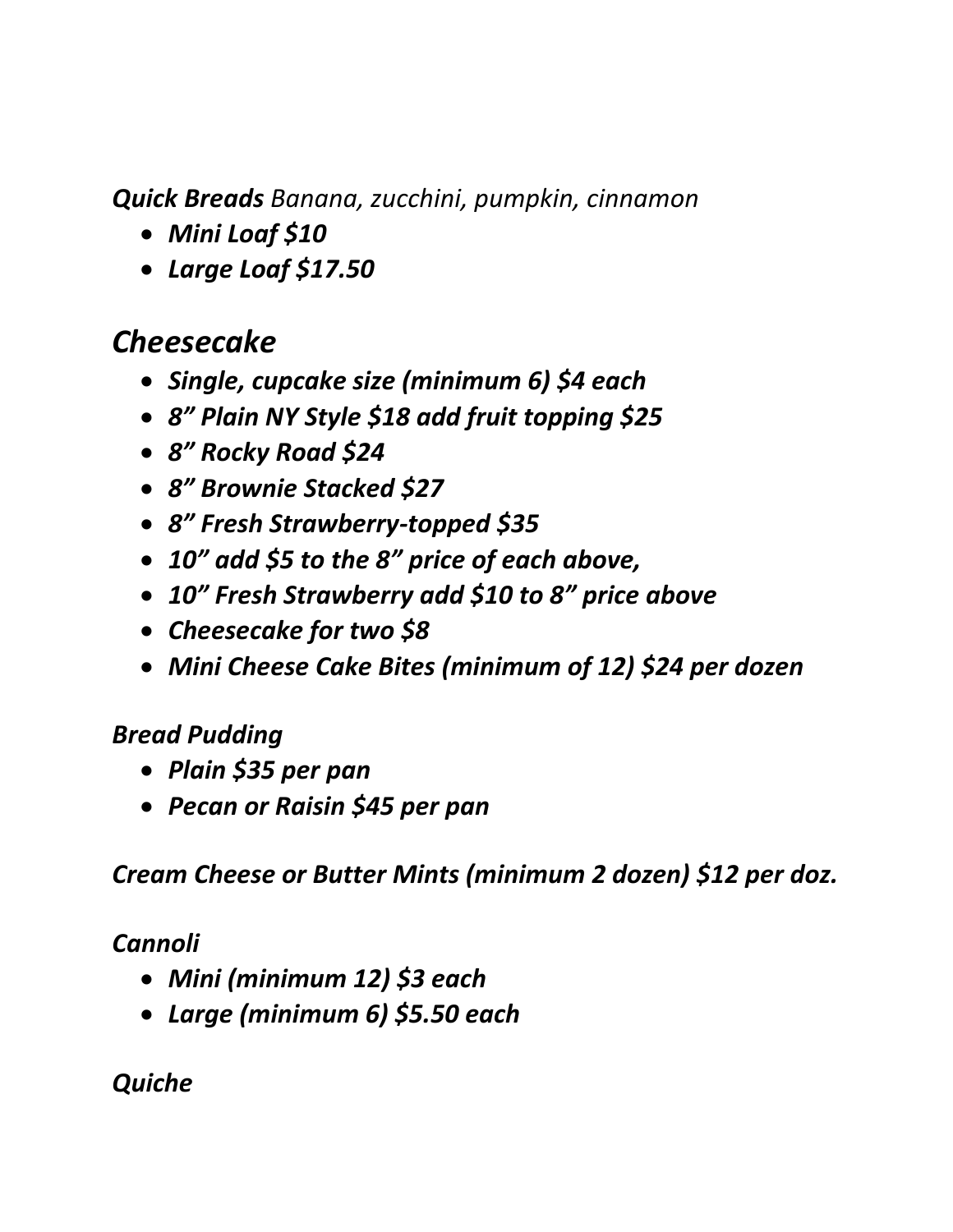***Quick Breads*** *Banana, zucchini, pumpkin, cinnamon*

- ***Mini Loaf $10***
- ***Large Loaf $17.50***

## *Cheesecake*

- ***Single, cupcake size (minimum 6) $4 each***
- ***8" Plain NY Style $18 add fruit topping $25***
- ***8" Rocky Road $24***
- ***8" Brownie Stacked $27***
- ***8" Fresh Strawberry-topped $35***
- ***10" add $5 to the 8" price of each above,***
- ***10" Fresh Strawberry add $10 to 8" price above***
- ***Cheesecake for two $8***
- ***Mini Cheese Cake Bites (minimum of 12) $24 per dozen***

***Bread Pudding***

- ***Plain $35 per pan***
- ***Pecan or Raisin $45 per pan***

***Cream Cheese or Butter Mints (minimum 2 dozen) $12 per doz.***

***Cannoli***

- ***Mini (minimum 12) $3 each***
- ***Large (minimum 6) $5.50 each***

***Quiche***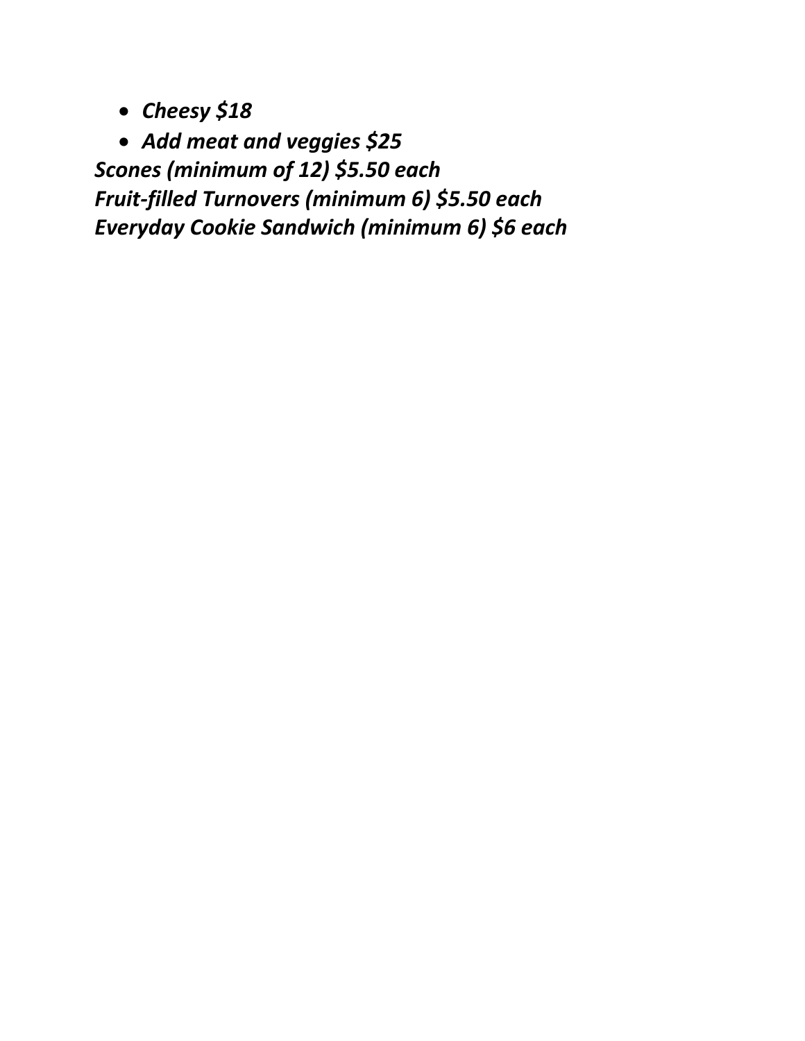- ***Cheesy $18***
- ***Add meat and veggies $25***

***Scones (minimum of 12) $5.50 each***
***Fruit-filled Turnovers (minimum 6) $5.50 each***
***Everyday Cookie Sandwich (minimum 6) $6 each***